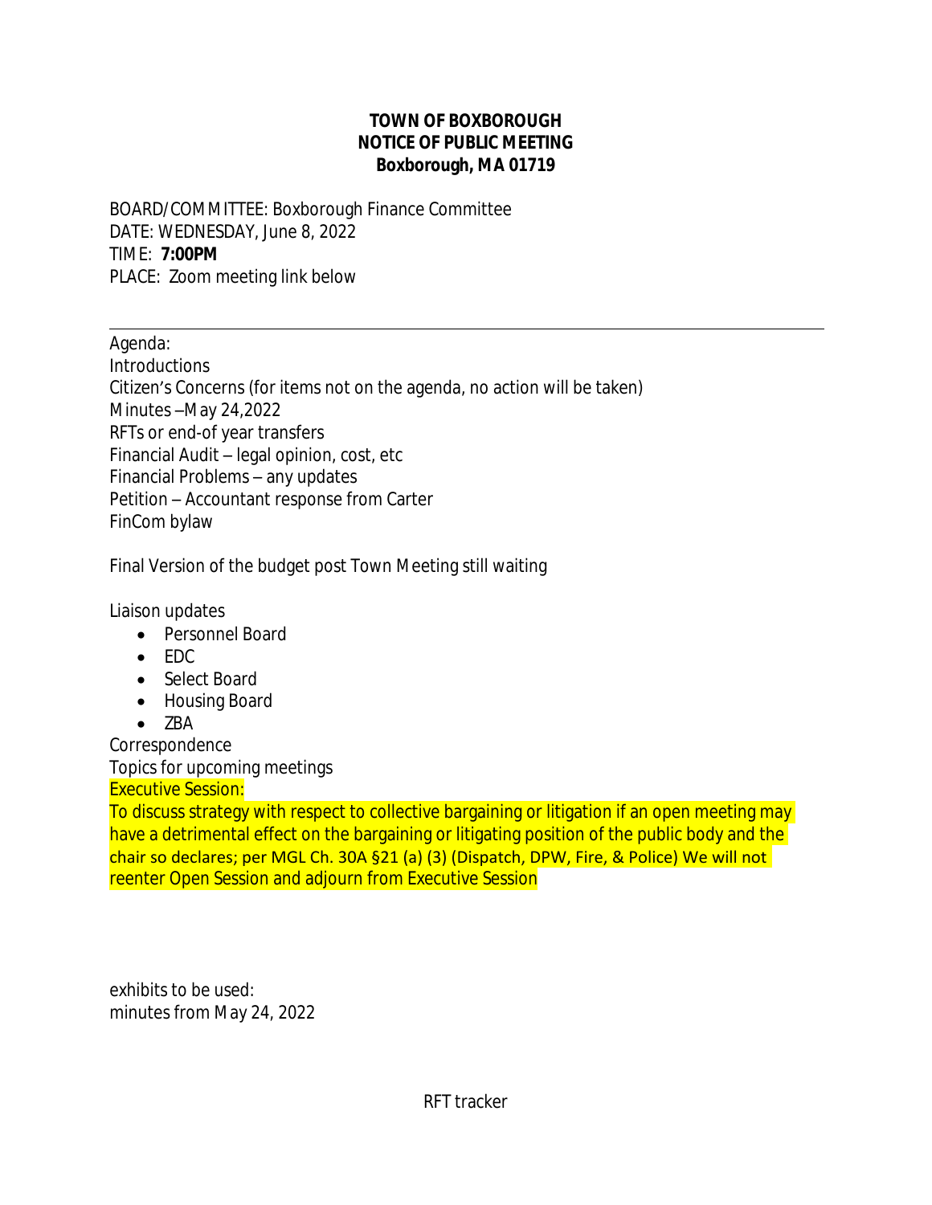**TOWN OF BOXBOROUGH**
**NOTICE OF PUBLIC MEETING**
**Boxborough, MA 01719**

BOARD/COMMITTEE: Boxborough Finance Committee
DATE: WEDNESDAY, June 8, 2022
TIME: **7:00PM**
PLACE: Zoom meeting link below

---

Agenda:
Introductions
Citizen's Concerns (for items not on the agenda, no action will be taken)
Minutes –May 24,2022
RFTs or end-of year transfers
Financial Audit – legal opinion, cost, etc
Financial Problems – any updates
Petition – Accountant response from Carter
FinCom bylaw

Final Version of the budget post Town Meeting still waiting

Liaison updates

- Personnel Board
- EDC
- Select Board
- Housing Board
- ZBA

Correspondence
Topics for upcoming meetings
Executive Session:
To discuss strategy with respect to collective bargaining or litigation if an open meeting may have a detrimental effect on the bargaining or litigating position of the public body and the chair so declares; per MGL Ch. 30A §21 (a) (3) (Dispatch, DPW, Fire, & Police) We will not reenter Open Session and adjourn from Executive Session

exhibits to be used:
minutes from May 24, 2022

RFT tracker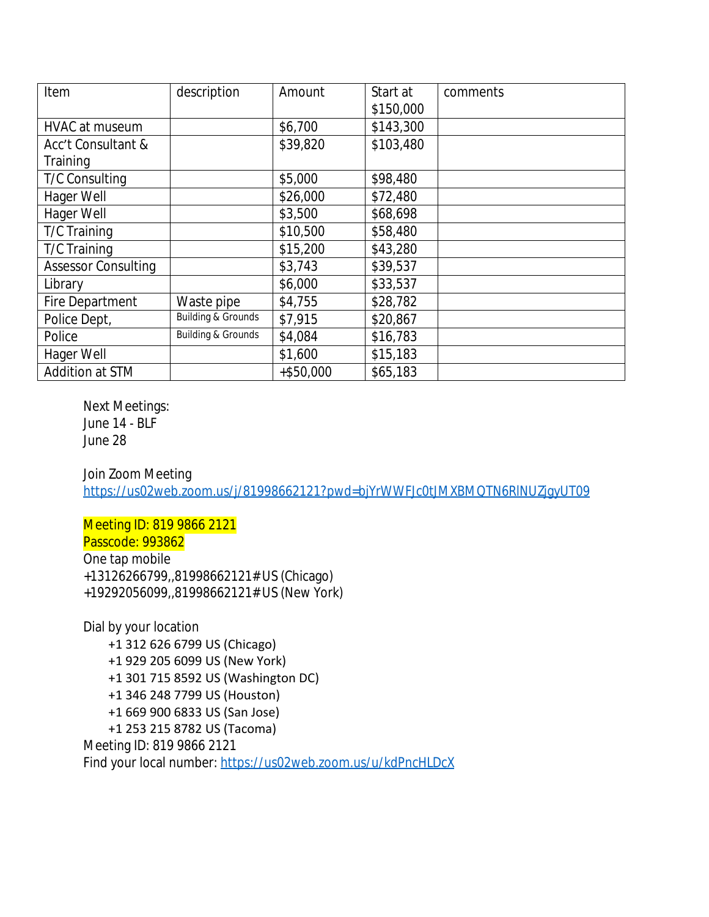| Item | description | Amount | Start at $150,000 | comments |
| --- | --- | --- | --- | --- |
| HVAC at museum | | $6,700 | $143,300 | |
| Acc't Consultant & Training | | $39,820 | $103,480 | |
| T/C Consulting | | $5,000 | $98,480 | |
| Hager Well | | $26,000 | $72,480 | |
| Hager Well | | $3,500 | $68,698 | |
| T/C Training | | $10,500 | $58,480 | |
| T/C Training | | $15,200 | $43,280 | |
| Assessor Consulting | | $3,743 | $39,537 | |
| Library | | $6,000 | $33,537 | |
| Fire Department | Waste pipe | $4,755 | $28,782 | |
| Police Dept, | Building & Grounds | $7,915 | $20,867 | |
| Police | Building & Grounds | $4,084 | $16,783 | |
| Hager Well | | $1,600 | $15,183 | |
| Addition at STM | | +$50,000 | $65,183 | |

Next Meetings:
June 14 - BLF
June 28

Join Zoom Meeting
https://us02web.zoom.us/j/81998662121?pwd=bjYrWWFJc0tJMXBMQTN6RlNUZjgyUT09

Meeting ID: 819 9866 2121
Passcode: 993862
One tap mobile
+13126266799,,81998662121# US (Chicago)
+19292056099,,81998662121# US (New York)

Dial by your location
+1 312 626 6799 US (Chicago)
+1 929 205 6099 US (New York)
+1 301 715 8592 US (Washington DC)
+1 346 248 7799 US (Houston)
+1 669 900 6833 US (San Jose)
+1 253 215 8782 US (Tacoma)
Meeting ID: 819 9866 2121
Find your local number: https://us02web.zoom.us/u/kdPncHLDcX